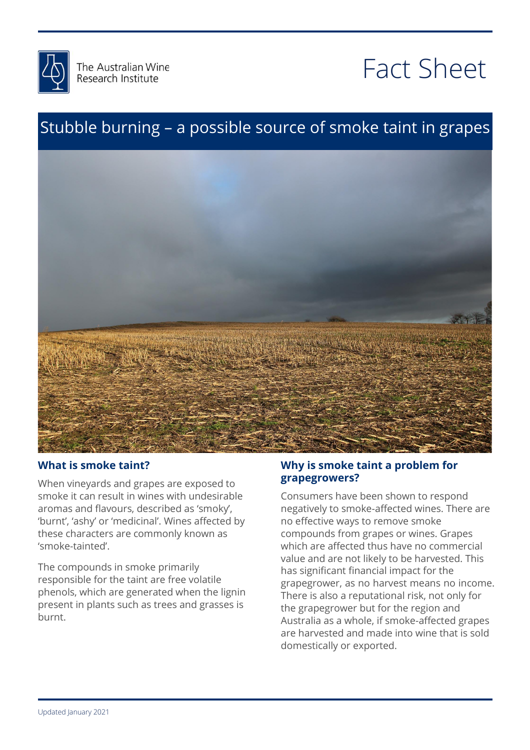The Australian Wine Research Institute

# Fact Sheet

## Stubble burning – a possible source of smoke taint in grapes

### What is smoke taint?

When vineyards and grapes are exposed to smoke it can result in wines with undesirable aromas and flavours, described as 'smoky', 'burnt', 'ashy' or 'medicinal'. Wines affected by these characters are commonly known as 'smoke-tainted'.

The compounds in smoke primarily responsible for the taint are free volatile phenols, which are generated when the lignin present in plants such as trees and grasses is burnt.

### Why is smoke taint a problem for grapegrowers?

Consumers have been shown to respond negatively to smoke-affected wines. There are no effective ways to remove smoke compounds from grapes or wines. Grapes which are affected thus have no commercial value and are not likely to be harvested. This has significant financial impact for the grapegrower, as no harvest means no income. There is also a reputational risk, not only for the grapegrower but for the region and Australia as a whole, if smoke-affected grapes are harvested and made into wine that is sold domestically or exported.

Updated January 2021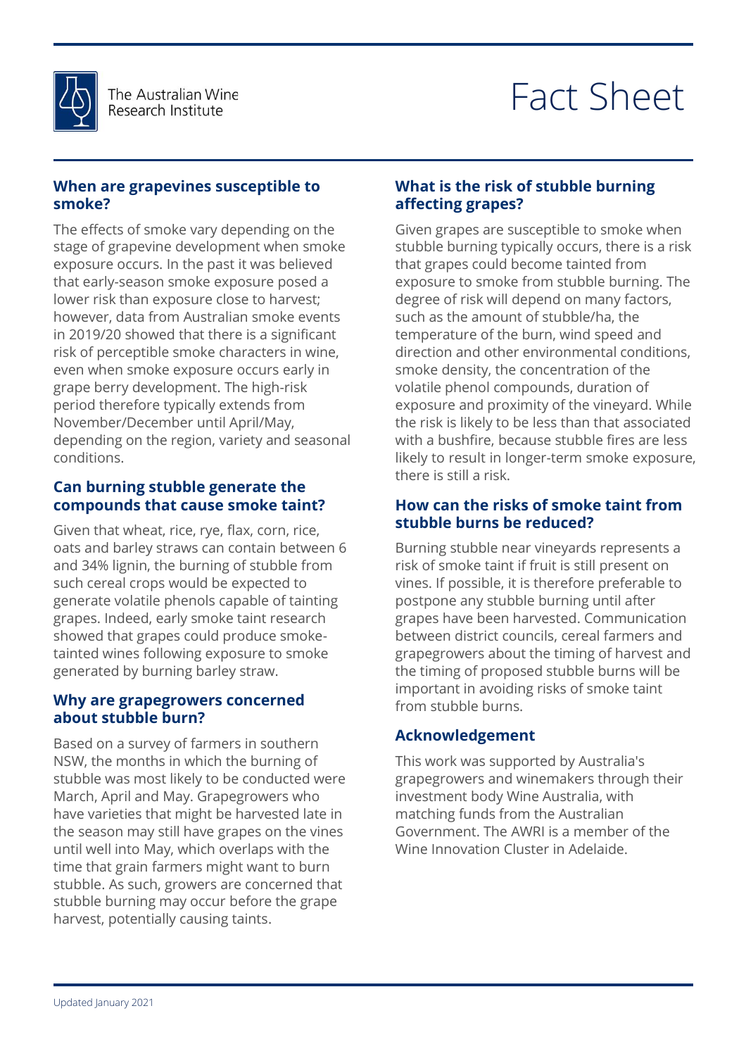## When are grapevines susceptible to smoke?

The effects of smoke vary depending on the stage of grapevine development when smoke exposure occurs. In the past it was believed that early-season smoke exposure posed a lower risk than exposure close to harvest; however, data from Australian smoke events in 2019/20 showed that there is a significant risk of perceptible smoke characters in wine, even when smoke exposure occurs early in grape berry development. The high-risk period therefore typically extends from November/December until April/May, depending on the region, variety and seasonal conditions.

## Can burning stubble generate the compounds that cause smoke taint?

Given that wheat, rice, rye, flax, corn, rice, oats and barley straws can contain between 6 and 34% lignin, the burning of stubble from such cereal crops would be expected to generate volatile phenols capable of tainting grapes. Indeed, early smoke taint research showed that grapes could produce smoke-tainted wines following exposure to smoke generated by burning barley straw.

## Why are grapegrowers concerned about stubble burn?

Based on a survey of farmers in southern NSW, the months in which the burning of stubble was most likely to be conducted were March, April and May. Grapegrowers who have varieties that might be harvested late in the season may still have grapes on the vines until well into May, which overlaps with the time that grain farmers might want to burn stubble. As such, growers are concerned that stubble burning may occur before the grape harvest, potentially causing taints.

## What is the risk of stubble burning affecting grapes?

Given grapes are susceptible to smoke when stubble burning typically occurs, there is a risk that grapes could become tainted from exposure to smoke from stubble burning. The degree of risk will depend on many factors, such as the amount of stubble/ha, the temperature of the burn, wind speed and direction and other environmental conditions, smoke density, the concentration of the volatile phenol compounds, duration of exposure and proximity of the vineyard. While the risk is likely to be less than that associated with a bushfire, because stubble fires are less likely to result in longer-term smoke exposure, there is still a risk.

## How can the risks of smoke taint from stubble burns be reduced?

Burning stubble near vineyards represents a risk of smoke taint if fruit is still present on vines. If possible, it is therefore preferable to postpone any stubble burning until after grapes have been harvested. Communication between district councils, cereal farmers and grapegrowers about the timing of harvest and the timing of proposed stubble burns will be important in avoiding risks of smoke taint from stubble burns.

## Acknowledgement

This work was supported by Australia's grapegrowers and winemakers through their investment body Wine Australia, with matching funds from the Australian Government. The AWRI is a member of the Wine Innovation Cluster in Adelaide.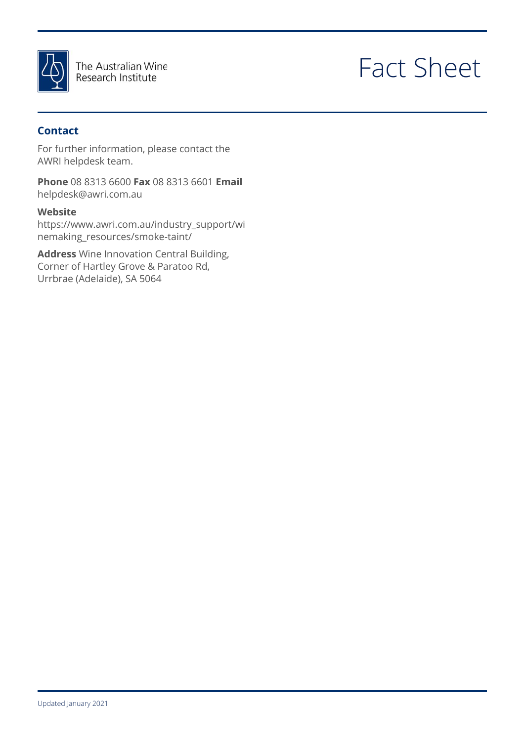## Contact

For further information, please contact the AWRI helpdesk team.

**Phone** 08 8313 6600 **Fax** 08 8313 6601 **Email** helpdesk@awri.com.au

**Website**
https://www.awri.com.au/industry_support/winemaking_resources/smoke-taint/

**Address** Wine Innovation Central Building, Corner of Hartley Grove & Paratoo Rd, Urrbrae (Adelaide), SA 5064

Updated January 2021